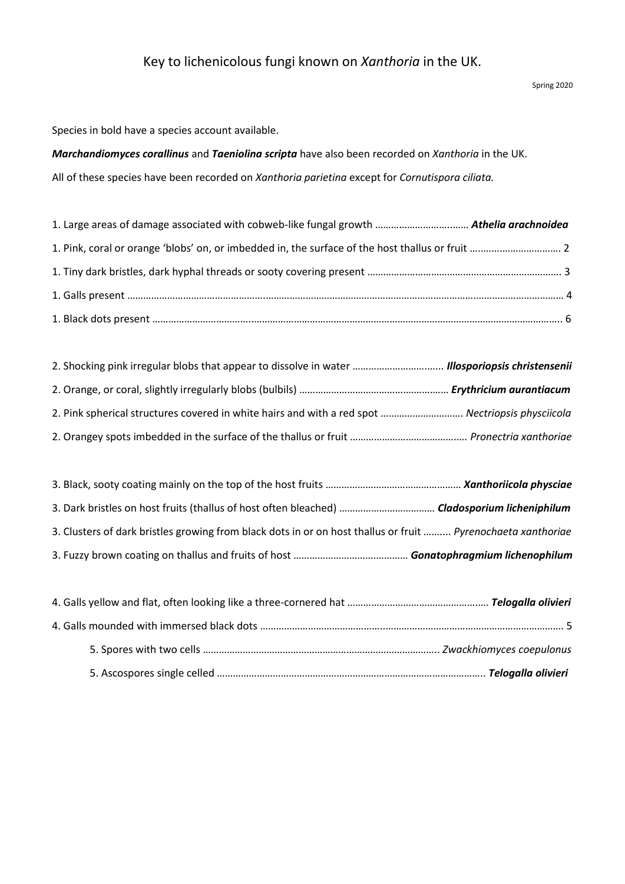# Key to lichenicolous fungi known on *Xanthoria* in the UK.

Spring 2020

Species in bold have a species account available.

***Marchandiomyces corallinus*** and ***Taeniolina scripta*** have also been recorded on *Xanthoria* in the UK.

All of these species have been recorded on *Xanthoria parietina* except for *Cornutispora ciliata.*

1. Large areas of damage associated with cobweb-like fungal growth ................................ ***Athelia arachnoidea***
1. Pink, coral or orange 'blobs' on, or imbedded in, the surface of the host thallus or fruit ................................ 2
1. Tiny dark bristles, dark hyphal threads or sooty covering present ................................ 3
1. Galls present ................................ 4
1. Black dots present ................................ 6

2. Shocking pink irregular blobs that appear to dissolve in water ................................ ***Illosporiopsis christensenii***
2. Orange, or coral, slightly irregularly blobs (bulbils) ................................ ***Erythricium aurantiacum***
2. Pink spherical structures covered in white hairs and with a red spot ................................ *Nectriopsis physciicola*
2. Orangey spots imbedded in the surface of the thallus or fruit ................................ *Pronectria xanthoriae*

3. Black, sooty coating mainly on the top of the host fruits ................................ ***Xanthoriicola physciae***
3. Dark bristles on host fruits (thallus of host often bleached) ................................ ***Cladosporium licheniphilum***
3. Clusters of dark bristles growing from black dots in or on host thallus or fruit ................................ *Pyrenochaeta xanthoriae*
3. Fuzzy brown coating on thallus and fruits of host ................................ ***Gonatophragmium lichenophilum***

4. Galls yellow and flat, often looking like a three-cornered hat ................................ ***Telogalla olivieri***
4. Galls mounded with immersed black dots ................................ 5
    5. Spores with two cells ................................ *Zwackhiomyces coepulonus*
    5. Ascospores single celled ................................ ***Telogalla olivieri***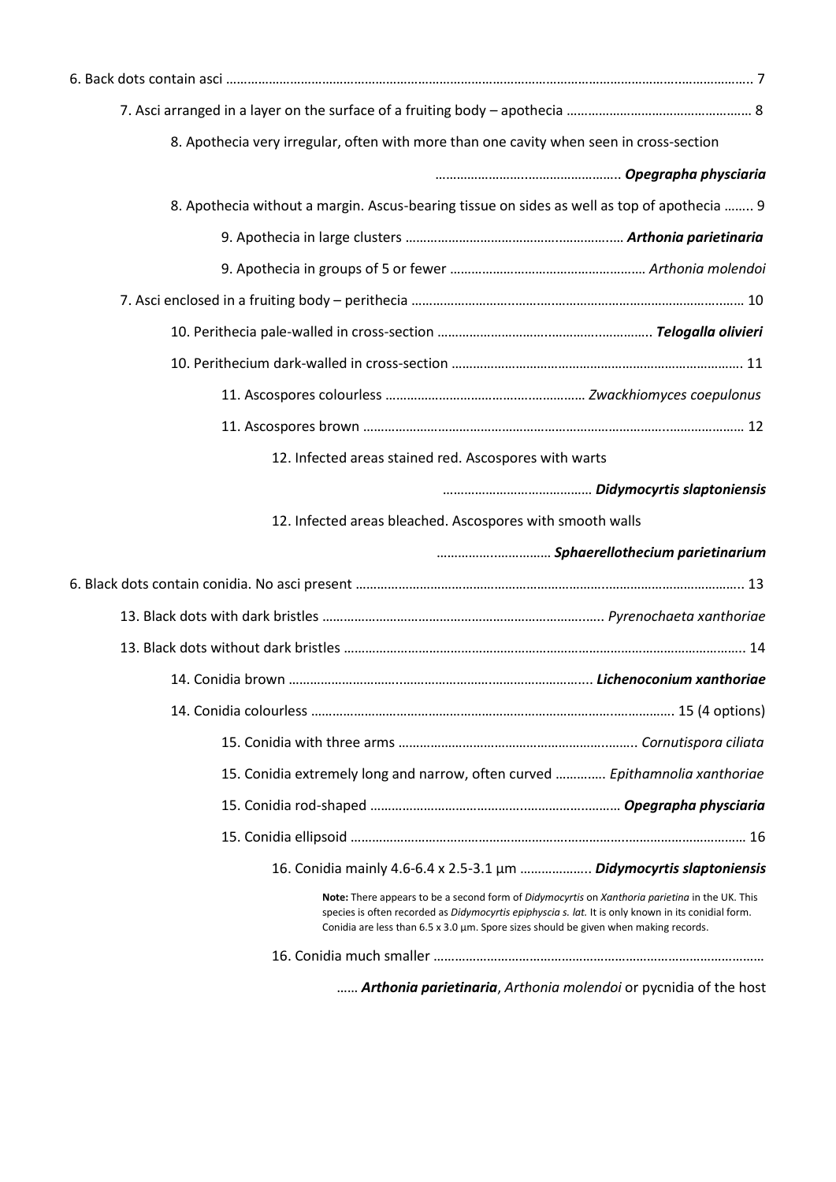6. Back dots contain asci ……………………………………………………………………………………………………………………………………. 7

7. Asci arranged in a layer on the surface of a fruiting body – apothecia ……………………………………………… 8

8. Apothecia very irregular, often with more than one cavity when seen in cross-section

……………………………………………. ***Opegrapha physciaria***

8. Apothecia without a margin. Ascus-bearing tissue on sides as well as top of apothecia …….. 9

9. Apothecia in large clusters ……………………………………………………… ***Arthonia parietinaria***

9. Apothecia in groups of 5 or fewer ……………………………………………… *Arthonia molendoi*

7. Asci enclosed in a fruiting body – perithecia ………………………………………………………………………………… 10

10. Perithecia pale-walled in cross-section …………………………………………………. ***Telogalla olivieri***

10. Perithecium dark-walled in cross-section ……………………………………………………………………. 11

11. Ascospores colourless ……………………………………………… *Zwackhiomyces coepulonus*

11. Ascospores brown ……………………………………………………………………………………………… 12

12. Infected areas stained red. Ascospores with warts

…………………………………… ***Didymocyrtis slaptoniensis***

12. Infected areas bleached. Ascospores with smooth walls

…………………………… ***Sphaerellothecium parietinarium***

6. Black dots contain conidia. No asci present ………………………………………………………………………………………. 13

13. Black dots with dark bristles ………………………………………………………………….. *Pyrenochaeta xanthoriae*

13. Black dots without dark bristles ……………………………………………………………………………………………. 14

14. Conidia brown ………………………………………………………………………... ***Lichenoconium xanthoriae***

14. Conidia colourless …………………………………………………………………………………………. 15 (4 options)

15. Conidia with three arms ………………………………………………………….. *Cornutispora ciliata*

15. Conidia extremely long and narrow, often curved …………. *Epithamnolia xanthoriae*

15. Conidia rod-shaped …………………………………………………………… ***Opegrapha physciaria***

15. Conidia ellipsoid ……………………………………………………………………………………………… 16

16. Conidia mainly 4.6-6.4 x 2.5-3.1 µm ……………….. ***Didymocyrtis slaptoniensis***

**Note:** There appears to be a second form of *Didymocyrtis* on *Xanthoria parietina* in the UK. This species is often recorded as *Didymocyrtis epiphyscia s. lat.* It is only known in its conidial form. Conidia are less than 6.5 x 3.0 µm. Spore sizes should be given when making records.

16. Conidia much smaller ………………………………………………………………………………

…… ***Arthonia parietinaria***, *Arthonia molendoi* or pycnidia of the host